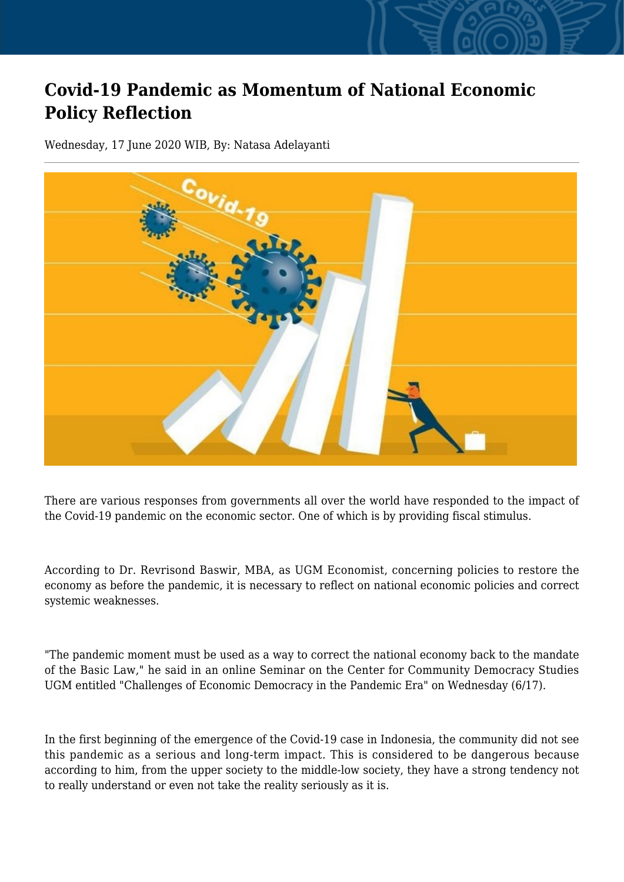# Covid-19 Pandemic as Momentum of National Economic Policy Reflection

Wednesday, 17 June 2020 WIB, By: Natasa Adelayanti

There are various responses from governments all over the world have responded to the impact of the Covid-19 pandemic on the economic sector. One of which is by providing fiscal stimulus.

According to Dr. Revrisond Baswir, MBA, as UGM Economist, concerning policies to restore the economy as before the pandemic, it is necessary to reflect on national economic policies and correct systemic weaknesses.

"The pandemic moment must be used as a way to correct the national economy back to the mandate of the Basic Law," he said in an online Seminar on the Center for Community Democracy Studies UGM entitled "Challenges of Economic Democracy in the Pandemic Era" on Wednesday (6/17).

In the first beginning of the emergence of the Covid-19 case in Indonesia, the community did not see this pandemic as a serious and long-term impact. This is considered to be dangerous because according to him, from the upper society to the middle-low society, they have a strong tendency not to really understand or even not take the reality seriously as it is.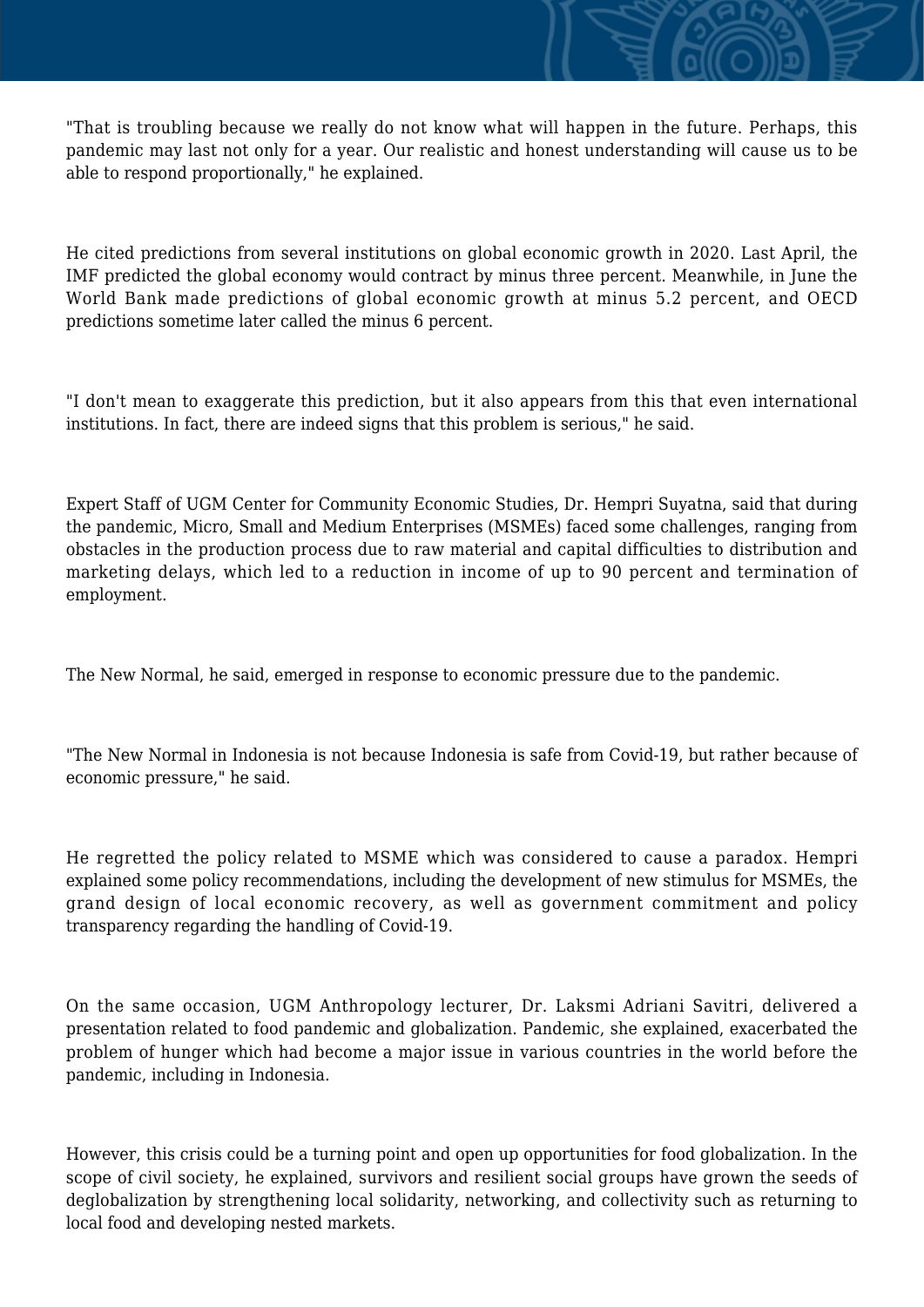"That is troubling because we really do not know what will happen in the future. Perhaps, this pandemic may last not only for a year. Our realistic and honest understanding will cause us to be able to respond proportionally," he explained.

He cited predictions from several institutions on global economic growth in 2020. Last April, the IMF predicted the global economy would contract by minus three percent. Meanwhile, in June the World Bank made predictions of global economic growth at minus 5.2 percent, and OECD predictions sometime later called the minus 6 percent.

"I don't mean to exaggerate this prediction, but it also appears from this that even international institutions. In fact, there are indeed signs that this problem is serious," he said.

Expert Staff of UGM Center for Community Economic Studies, Dr. Hempri Suyatna, said that during the pandemic, Micro, Small and Medium Enterprises (MSMEs) faced some challenges, ranging from obstacles in the production process due to raw material and capital difficulties to distribution and marketing delays, which led to a reduction in income of up to 90 percent and termination of employment.

The New Normal, he said, emerged in response to economic pressure due to the pandemic.

"The New Normal in Indonesia is not because Indonesia is safe from Covid-19, but rather because of economic pressure," he said.

He regretted the policy related to MSME which was considered to cause a paradox. Hempri explained some policy recommendations, including the development of new stimulus for MSMEs, the grand design of local economic recovery, as well as government commitment and policy transparency regarding the handling of Covid-19.

On the same occasion, UGM Anthropology lecturer, Dr. Laksmi Adriani Savitri, delivered a presentation related to food pandemic and globalization. Pandemic, she explained, exacerbated the problem of hunger which had become a major issue in various countries in the world before the pandemic, including in Indonesia.

However, this crisis could be a turning point and open up opportunities for food globalization. In the scope of civil society, he explained, survivors and resilient social groups have grown the seeds of deglobalization by strengthening local solidarity, networking, and collectivity such as returning to local food and developing nested markets.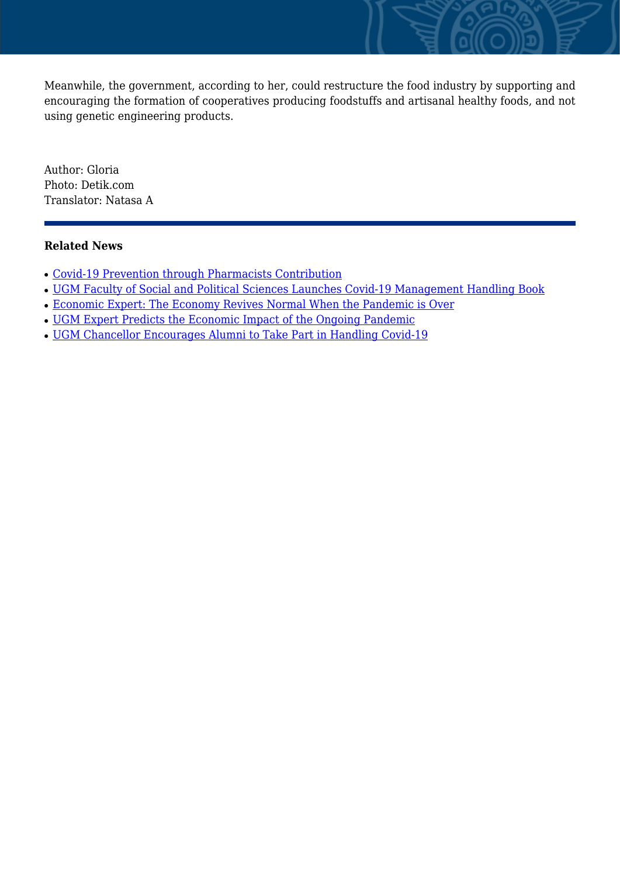Meanwhile, the government, according to her, could restructure the food industry by supporting and encouraging the formation of cooperatives producing foodstuffs and artisanal healthy foods, and not using genetic engineering products.

Author: Gloria
Photo: Detik.com
Translator: Natasa A

---

**Related News**

- Covid-19 Prevention through Pharmacists Contribution
- UGM Faculty of Social and Political Sciences Launches Covid-19 Management Handling Book
- Economic Expert: The Economy Revives Normal When the Pandemic is Over
- UGM Expert Predicts the Economic Impact of the Ongoing Pandemic
- UGM Chancellor Encourages Alumni to Take Part in Handling Covid-19